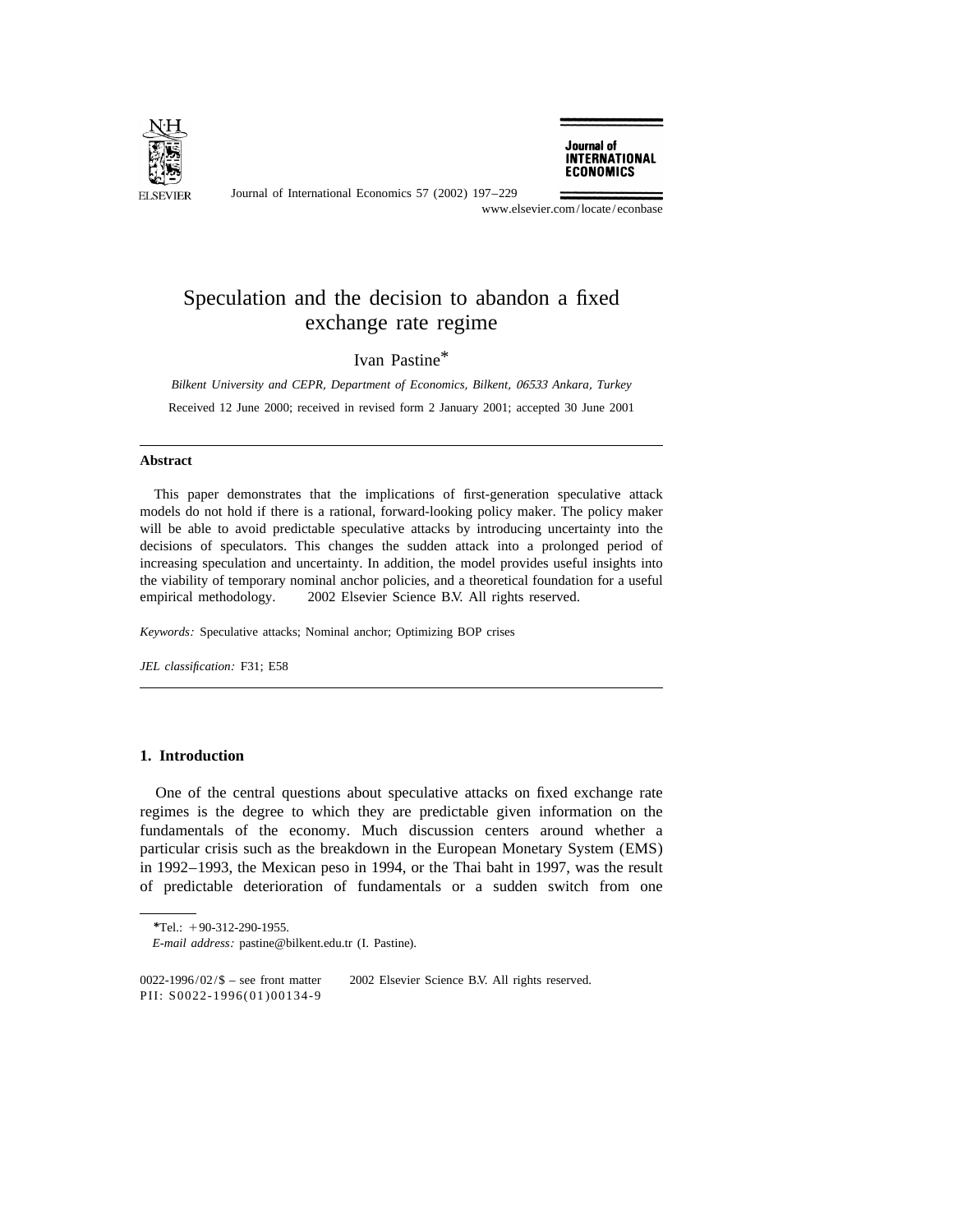# Speculation and the decision to abandon a fixed exchange rate regime

Ivan Pastine*

*Bilkent University and CEPR, Department of Economics, Bilkent, 06533 Ankara, Turkey*

Received 12 June 2000; received in revised form 2 January 2001; accepted 30 June 2001

---

### Abstract

This paper demonstrates that the implications of first-generation speculative attack models do not hold if there is a rational, forward-looking policy maker. The policy maker will be able to avoid predictable speculative attacks by introducing uncertainty into the decisions of speculators. This changes the sudden attack into a prolonged period of increasing speculation and uncertainty. In addition, the model provides useful insights into the viability of temporary nominal anchor policies, and a theoretical foundation for a useful empirical methodology. © 2002 Elsevier Science B.V. All rights reserved.

*Keywords:* Speculative attacks; Nominal anchor; Optimizing BOP crises

*JEL classification:* F31; E58

---

## 1. Introduction

One of the central questions about speculative attacks on fixed exchange rate regimes is the degree to which they are predictable given information on the fundamentals of the economy. Much discussion centers around whether a particular crisis such as the breakdown in the European Monetary System (EMS) in 1992–1993, the Mexican peso in 1994, or the Thai baht in 1997, was the result of predictable deterioration of fundamentals or a sudden switch from one

---

*Tel.: +90-312-290-1955.

*E-mail address:* pastine@bilkent.edu.tr (I. Pastine).

0022-1996/02/$ – see front matter © 2002 Elsevier Science B.V. All rights reserved.
PII: S0022-1996(01)00134-9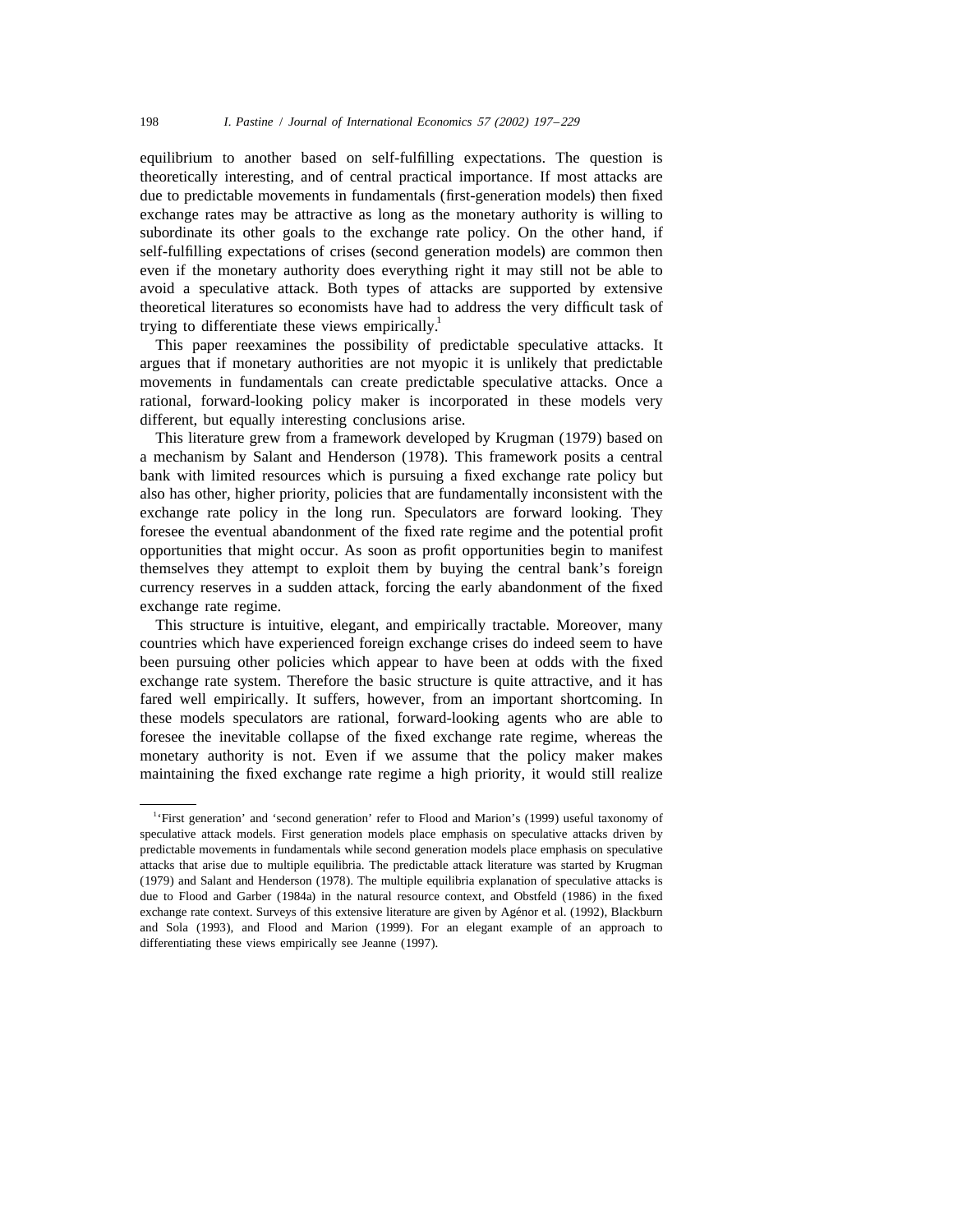equilibrium to another based on self-fulfilling expectations. The question is theoretically interesting, and of central practical importance. If most attacks are due to predictable movements in fundamentals (first-generation models) then fixed exchange rates may be attractive as long as the monetary authority is willing to subordinate its other goals to the exchange rate policy. On the other hand, if self-fulfilling expectations of crises (second generation models) are common then even if the monetary authority does everything right it may still not be able to avoid a speculative attack. Both types of attacks are supported by extensive theoretical literatures so economists have had to address the very difficult task of trying to differentiate these views empirically.[1]

This paper reexamines the possibility of predictable speculative attacks. It argues that if monetary authorities are not myopic it is unlikely that predictable movements in fundamentals can create predictable speculative attacks. Once a rational, forward-looking policy maker is incorporated in these models very different, but equally interesting conclusions arise.

This literature grew from a framework developed by Krugman (1979) based on a mechanism by Salant and Henderson (1978). This framework posits a central bank with limited resources which is pursuing a fixed exchange rate policy but also has other, higher priority, policies that are fundamentally inconsistent with the exchange rate policy in the long run. Speculators are forward looking. They foresee the eventual abandonment of the fixed rate regime and the potential profit opportunities that might occur. As soon as profit opportunities begin to manifest themselves they attempt to exploit them by buying the central bank's foreign currency reserves in a sudden attack, forcing the early abandonment of the fixed exchange rate regime.

This structure is intuitive, elegant, and empirically tractable. Moreover, many countries which have experienced foreign exchange crises do indeed seem to have been pursuing other policies which appear to have been at odds with the fixed exchange rate system. Therefore the basic structure is quite attractive, and it has fared well empirically. It suffers, however, from an important shortcoming. In these models speculators are rational, forward-looking agents who are able to foresee the inevitable collapse of the fixed exchange rate regime, whereas the monetary authority is not. Even if we assume that the policy maker makes maintaining the fixed exchange rate regime a high priority, it would still realize

---

[1] 'First generation' and 'second generation' refer to Flood and Marion's (1999) useful taxonomy of speculative attack models. First generation models place emphasis on speculative attacks driven by predictable movements in fundamentals while second generation models place emphasis on speculative attacks that arise due to multiple equilibria. The predictable attack literature was started by Krugman (1979) and Salant and Henderson (1978). The multiple equilibria explanation of speculative attacks is due to Flood and Garber (1984a) in the natural resource context, and Obstfeld (1986) in the fixed exchange rate context. Surveys of this extensive literature are given by Agénor et al. (1992), Blackburn and Sola (1993), and Flood and Marion (1999). For an elegant example of an approach to differentiating these views empirically see Jeanne (1997).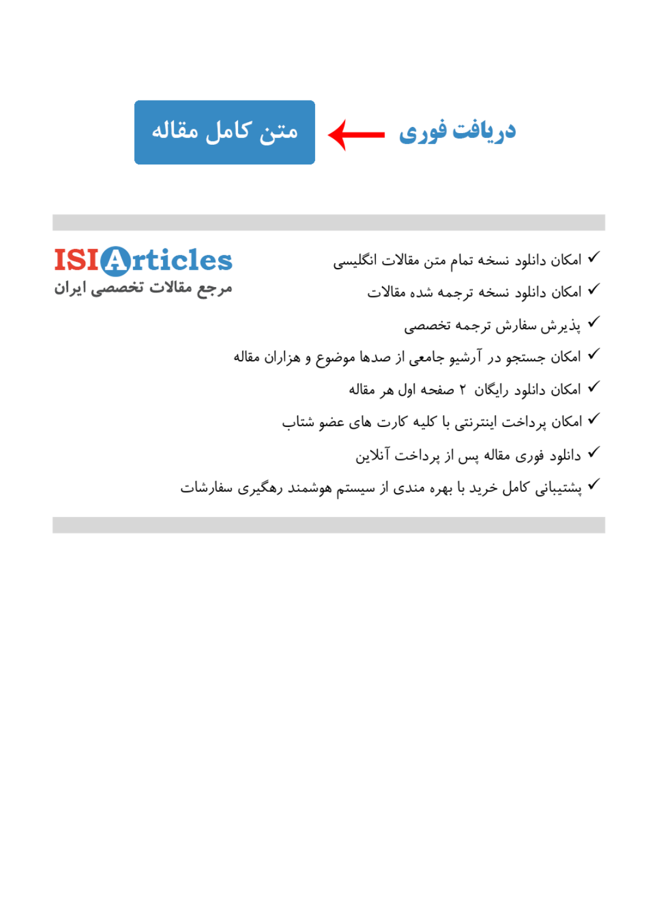دریافت فوری ← متن کامل مقاله

**ISIArticles**
مرجع مقالات تخصصی ایران

- ✓ امکان دانلود نسخه تمام متن مقالات انگلیسی
- ✓ امکان دانلود نسخه ترجمه شده مقالات
- ✓ پذیرش سفارش ترجمه تخصصی
- ✓ امکان جستجو در آرشیو جامعی از صدها موضوع و هزاران مقاله
- ✓ امکان دانلود رایگان ۲ صفحه اول هر مقاله
- ✓ امکان پرداخت اینترنتی با کلیه کارت های عضو شتاب
- ✓ دانلود فوری مقاله پس از پرداخت آنلاین
- ✓ پشتیبانی کامل خرید با بهره مندی از سیستم هوشمند رهگیری سفارشات